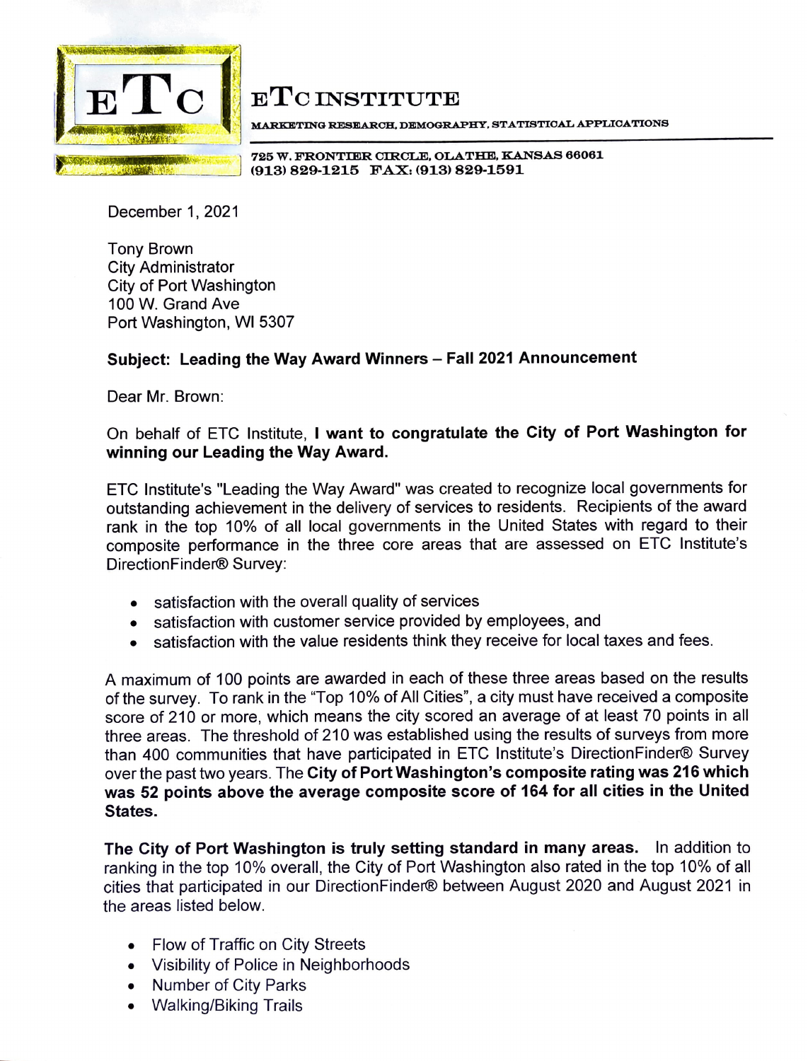# ETC INSTITUTE

MARKETING RESEARCH, DEMOGRAPHY, STATISTICAL APPLICATIONS

725 W. FRONTIER CIRCLE, OLATHE, KANSAS 66061
(913) 829-1215 FAX: (913) 829-1591

December 1, 2021

Tony Brown
City Administrator
City of Port Washington
100 W. Grand Ave
Port Washington, WI 5307

**Subject: Leading the Way Award Winners – Fall 2021 Announcement**

Dear Mr. Brown:

On behalf of ETC Institute, **I want to congratulate the City of Port Washington for winning our Leading the Way Award.**

ETC Institute's "Leading the Way Award" was created to recognize local governments for outstanding achievement in the delivery of services to residents. Recipients of the award rank in the top 10% of all local governments in the United States with regard to their composite performance in the three core areas that are assessed on ETC Institute's DirectionFinder® Survey:

- satisfaction with the overall quality of services
- satisfaction with customer service provided by employees, and
- satisfaction with the value residents think they receive for local taxes and fees.

A maximum of 100 points are awarded in each of these three areas based on the results of the survey. To rank in the "Top 10% of All Cities", a city must have received a composite score of 210 or more, which means the city scored an average of at least 70 points in all three areas. The threshold of 210 was established using the results of surveys from more than 400 communities that have participated in ETC Institute's DirectionFinder® Survey over the past two years. The **City of Port Washington's composite rating was 216 which was 52 points above the average composite score of 164 for all cities in the United States.**

**The City of Port Washington is truly setting standard in many areas.** In addition to ranking in the top 10% overall, the City of Port Washington also rated in the top 10% of all cities that participated in our DirectionFinder® between August 2020 and August 2021 in the areas listed below.

- Flow of Traffic on City Streets
- Visibility of Police in Neighborhoods
- Number of City Parks
- Walking/Biking Trails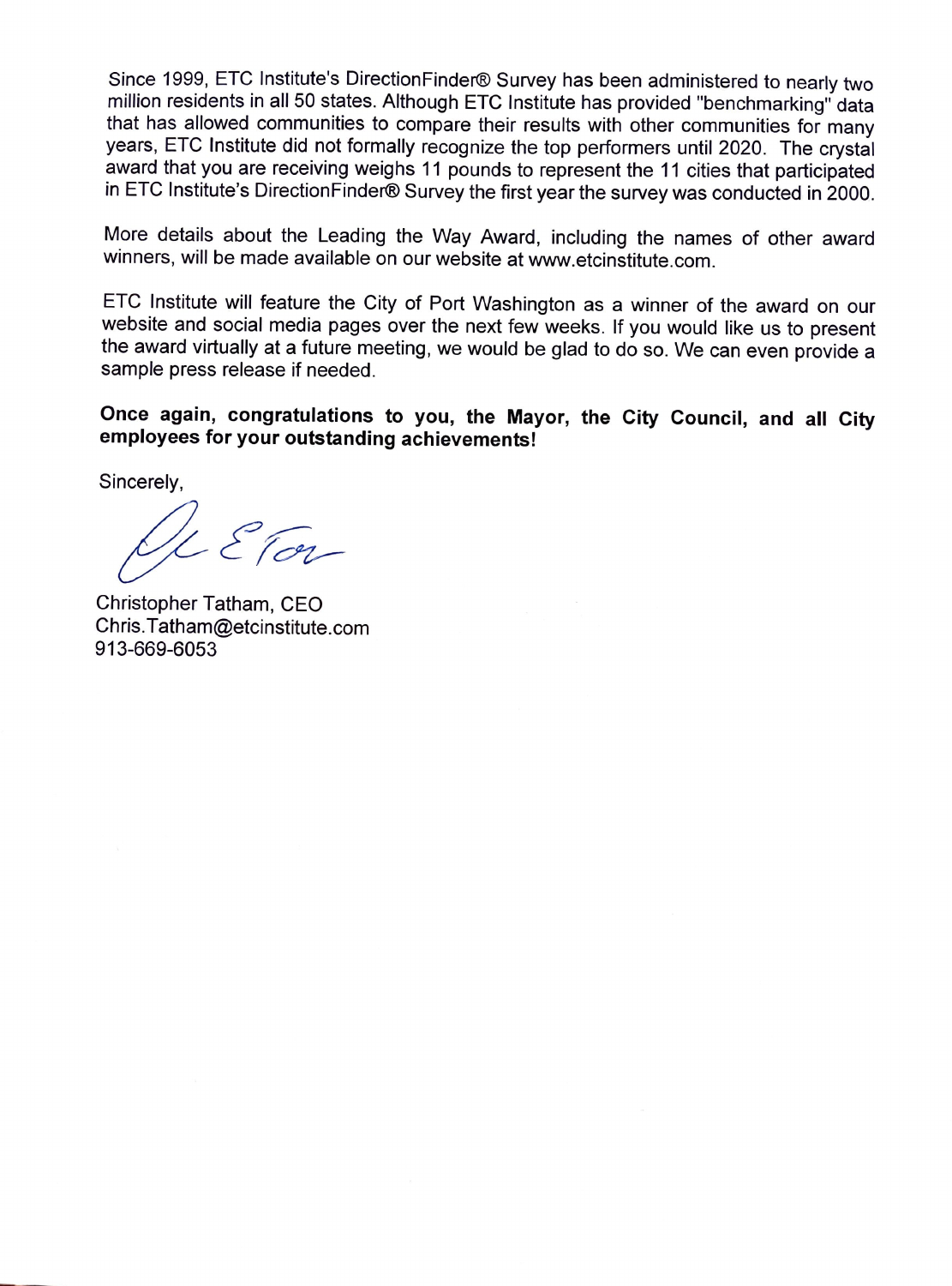Since 1999, ETC Institute's DirectionFinder® Survey has been administered to nearly two million residents in all 50 states. Although ETC Institute has provided "benchmarking" data that has allowed communities to compare their results with other communities for many years, ETC Institute did not formally recognize the top performers until 2020. The crystal award that you are receiving weighs 11 pounds to represent the 11 cities that participated in ETC Institute's DirectionFinder® Survey the first year the survey was conducted in 2000.

More details about the Leading the Way Award, including the names of other award winners, will be made available on our website at www.etcinstitute.com.

ETC Institute will feature the City of Port Washington as a winner of the award on our website and social media pages over the next few weeks. If you would like us to present the award virtually at a future meeting, we would be glad to do so. We can even provide a sample press release if needed.

**Once again, congratulations to you, the Mayor, the City Council, and all City employees for your outstanding achievements!**

Sincerely,

Christopher Tatham, CEO
Chris.Tatham@etcinstitute.com
913-669-6053